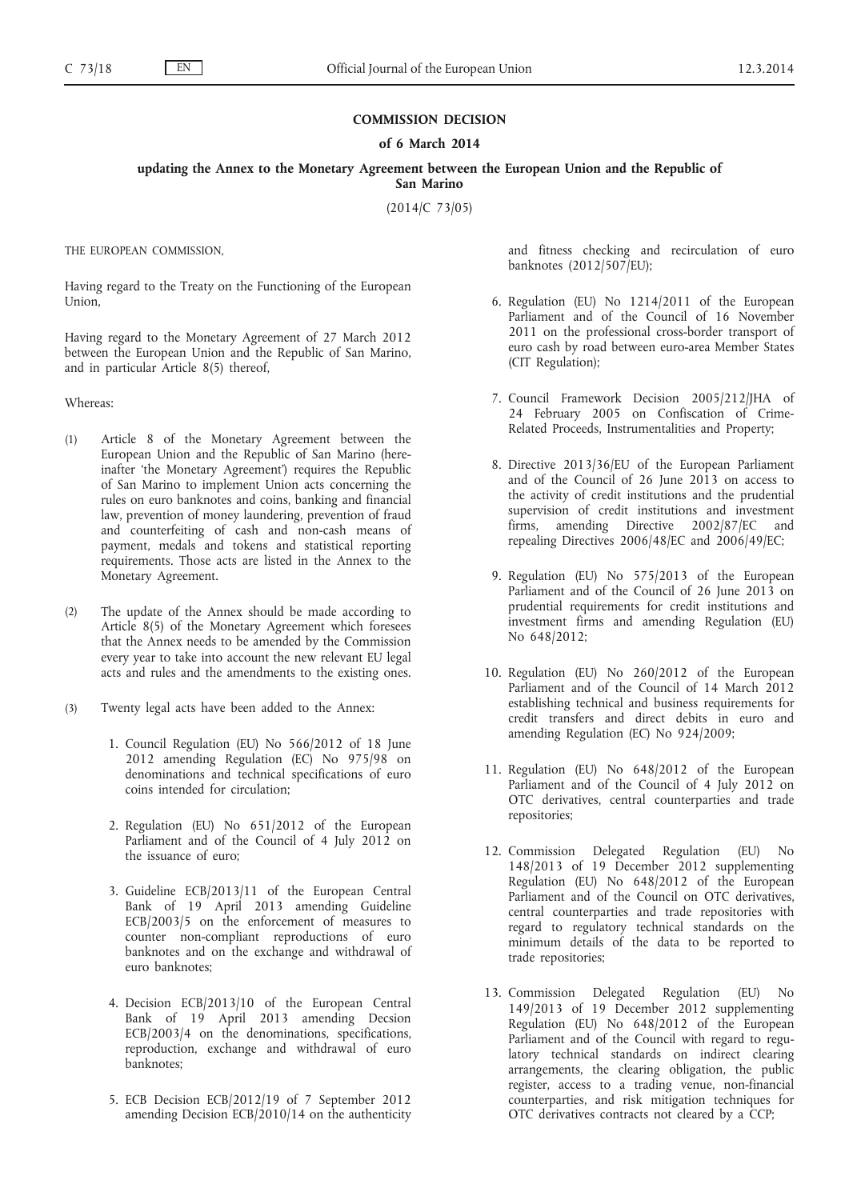# COMMISSION DECISION

## of 6 March 2014

## updating the Annex to the Monetary Agreement between the European Union and the Republic of San Marino

(2014/C 73/05)

THE EUROPEAN COMMISSION,

Having regard to the Treaty on the Functioning of the European Union,

Having regard to the Monetary Agreement of 27 March 2012 between the European Union and the Republic of San Marino, and in particular Article 8(5) thereof,

Whereas:

(1) Article 8 of the Monetary Agreement between the European Union and the Republic of San Marino (hereinafter 'the Monetary Agreement') requires the Republic of San Marino to implement Union acts concerning the rules on euro banknotes and coins, banking and financial law, prevention of money laundering, prevention of fraud and counterfeiting of cash and non-cash means of payment, medals and tokens and statistical reporting requirements. Those acts are listed in the Annex to the Monetary Agreement.

(2) The update of the Annex should be made according to Article 8(5) of the Monetary Agreement which foresees that the Annex needs to be amended by the Commission every year to take into account the new relevant EU legal acts and rules and the amendments to the existing ones.

(3) Twenty legal acts have been added to the Annex:

1. Council Regulation (EU) No 566/2012 of 18 June 2012 amending Regulation (EC) No 975/98 on denominations and technical specifications of euro coins intended for circulation;

2. Regulation (EU) No 651/2012 of the European Parliament and of the Council of 4 July 2012 on the issuance of euro;

3. Guideline ECB/2013/11 of the European Central Bank of 19 April 2013 amending Guideline ECB/2003/5 on the enforcement of measures to counter non-compliant reproductions of euro banknotes and on the exchange and withdrawal of euro banknotes;

4. Decision ECB/2013/10 of the European Central Bank of 19 April 2013 amending Decsion ECB/2003/4 on the denominations, specifications, reproduction, exchange and withdrawal of euro banknotes;

5. ECB Decision ECB/2012/19 of 7 September 2012 amending Decision ECB/2010/14 on the authenticity and fitness checking and recirculation of euro banknotes (2012/507/EU);

6. Regulation (EU) No 1214/2011 of the European Parliament and of the Council of 16 November 2011 on the professional cross-border transport of euro cash by road between euro-area Member States (CIT Regulation);

7. Council Framework Decision 2005/212/JHA of 24 February 2005 on Confiscation of Crime-Related Proceeds, Instrumentalities and Property;

8. Directive 2013/36/EU of the European Parliament and of the Council of 26 June 2013 on access to the activity of credit institutions and the prudential supervision of credit institutions and investment firms, amending Directive 2002/87/EC and repealing Directives 2006/48/EC and 2006/49/EC;

9. Regulation (EU) No 575/2013 of the European Parliament and of the Council of 26 June 2013 on prudential requirements for credit institutions and investment firms and amending Regulation (EU) No 648/2012;

10. Regulation (EU) No 260/2012 of the European Parliament and of the Council of 14 March 2012 establishing technical and business requirements for credit transfers and direct debits in euro and amending Regulation (EC) No 924/2009;

11. Regulation (EU) No 648/2012 of the European Parliament and of the Council of 4 July 2012 on OTC derivatives, central counterparties and trade repositories;

12. Commission Delegated Regulation (EU) No 148/2013 of 19 December 2012 supplementing Regulation (EU) No 648/2012 of the European Parliament and of the Council on OTC derivatives, central counterparties and trade repositories with regard to regulatory technical standards on the minimum details of the data to be reported to trade repositories;

13. Commission Delegated Regulation (EU) No 149/2013 of 19 December 2012 supplementing Regulation (EU) No 648/2012 of the European Parliament and of the Council with regard to regulatory technical standards on indirect clearing arrangements, the clearing obligation, the public register, access to a trading venue, non-financial counterparties, and risk mitigation techniques for OTC derivatives contracts not cleared by a CCP;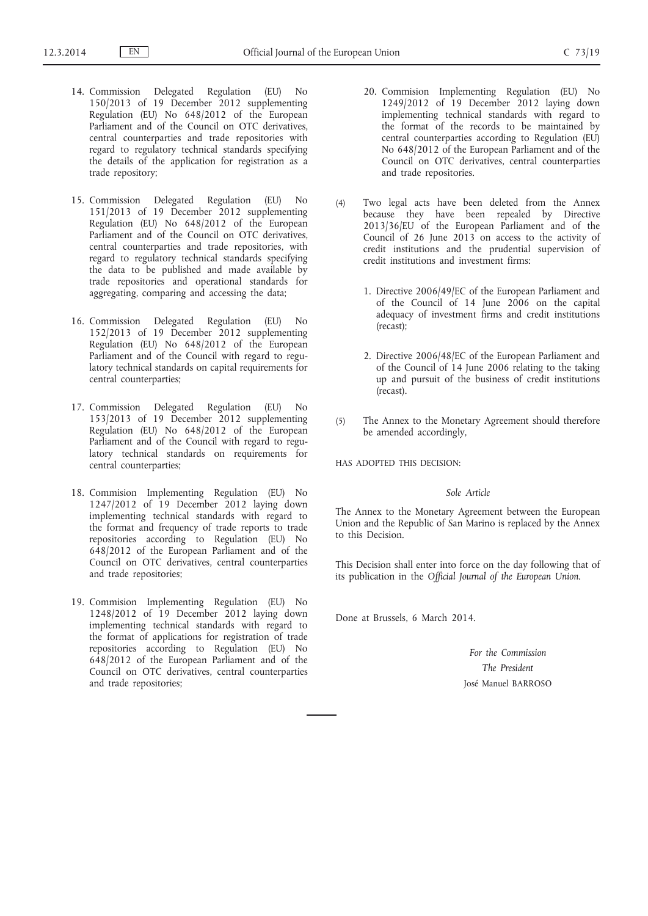14. Commission Delegated Regulation (EU) No 150/2013 of 19 December 2012 supplementing Regulation (EU) No 648/2012 of the European Parliament and of the Council on OTC derivatives, central counterparties and trade repositories with regard to regulatory technical standards specifying the details of the application for registration as a trade repository;

15. Commission Delegated Regulation (EU) No 151/2013 of 19 December 2012 supplementing Regulation (EU) No 648/2012 of the European Parliament and of the Council on OTC derivatives, central counterparties and trade repositories, with regard to regulatory technical standards specifying the data to be published and made available by trade repositories and operational standards for aggregating, comparing and accessing the data;

16. Commission Delegated Regulation (EU) No 152/2013 of 19 December 2012 supplementing Regulation (EU) No 648/2012 of the European Parliament and of the Council with regard to regulatory technical standards on capital requirements for central counterparties;

17. Commission Delegated Regulation (EU) No 153/2013 of 19 December 2012 supplementing Regulation (EU) No 648/2012 of the European Parliament and of the Council with regard to regulatory technical standards on requirements for central counterparties;

18. Commision Implementing Regulation (EU) No 1247/2012 of 19 December 2012 laying down implementing technical standards with regard to the format and frequency of trade reports to trade repositories according to Regulation (EU) No 648/2012 of the European Parliament and of the Council on OTC derivatives, central counterparties and trade repositories;

19. Commision Implementing Regulation (EU) No 1248/2012 of 19 December 2012 laying down implementing technical standards with regard to the format of applications for registration of trade repositories according to Regulation (EU) No 648/2012 of the European Parliament and of the Council on OTC derivatives, central counterparties and trade repositories;

20. Commision Implementing Regulation (EU) No 1249/2012 of 19 December 2012 laying down implementing technical standards with regard to the format of the records to be maintained by central counterparties according to Regulation (EU) No 648/2012 of the European Parliament and of the Council on OTC derivatives, central counterparties and trade repositories.

(4) Two legal acts have been deleted from the Annex because they have been repealed by Directive 2013/36/EU of the European Parliament and of the Council of 26 June 2013 on access to the activity of credit institutions and the prudential supervision of credit institutions and investment firms:

1. Directive 2006/49/EC of the European Parliament and of the Council of 14 June 2006 on the capital adequacy of investment firms and credit institutions (recast);

2. Directive 2006/48/EC of the European Parliament and of the Council of 14 June 2006 relating to the taking up and pursuit of the business of credit institutions (recast).

(5) The Annex to the Monetary Agreement should therefore be amended accordingly,

HAS ADOPTED THIS DECISION:

*Sole Article*

The Annex to the Monetary Agreement between the European Union and the Republic of San Marino is replaced by the Annex to this Decision.

This Decision shall enter into force on the day following that of its publication in the *Official Journal of the European Union*.

Done at Brussels, 6 March 2014.

*For the Commission*

*The President*

José Manuel BARROSO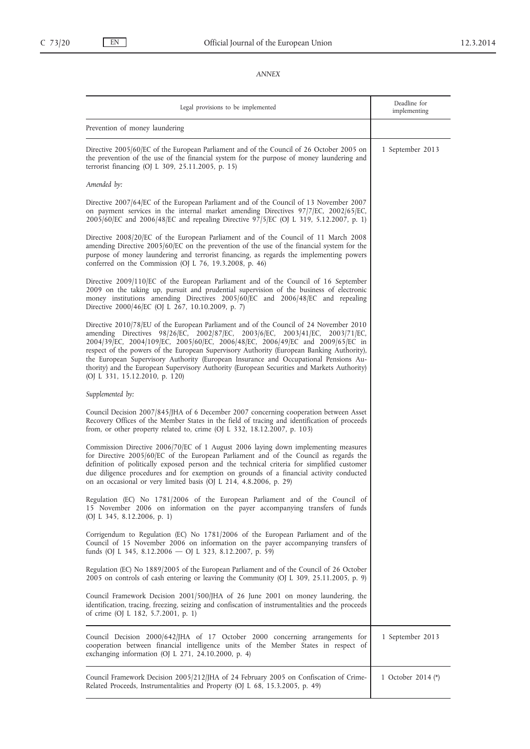*ANNEX*

| Legal provisions to be implemented | Deadline for implementing |
|---|---|
| Prevention of money laundering | |
| Directive 2005/60/EC of the European Parliament and of the Council of 26 October 2005 on the prevention of the use of the financial system for the purpose of money laundering and terrorist financing (OJ L 309, 25.11.2005, p. 15)<br><br>*Amended by:*<br><br>Directive 2007/64/EC of the European Parliament and of the Council of 13 November 2007 on payment services in the internal market amending Directives 97/7/EC, 2002/65/EC, 2005/60/EC and 2006/48/EC and repealing Directive 97/5/EC (OJ L 319, 5.12.2007, p. 1)<br><br>Directive 2008/20/EC of the European Parliament and of the Council of 11 March 2008 amending Directive 2005/60/EC on the prevention of the use of the financial system for the purpose of money laundering and terrorist financing, as regards the implementing powers conferred on the Commission (OJ L 76, 19.3.2008, p. 46)<br><br>Directive 2009/110/EC of the European Parliament and of the Council of 16 September 2009 on the taking up, pursuit and prudential supervision of the business of electronic money institutions amending Directives 2005/60/EC and 2006/48/EC and repealing Directive 2000/46/EC (OJ L 267, 10.10.2009, p. 7)<br><br>Directive 2010/78/EU of the European Parliament and of the Council of 24 November 2010 amending Directives 98/26/EC, 2002/87/EC, 2003/6/EC, 2003/41/EC, 2003/71/EC, 2004/39/EC, 2004/109/EC, 2005/60/EC, 2006/48/EC, 2006/49/EC and 2009/65/EC in respect of the powers of the European Supervisory Authority (European Banking Authority), the European Supervisory Authority (European Insurance and Occupational Pensions Authority) and the European Supervisory Authority (European Securities and Markets Authority) (OJ L 331, 15.12.2010, p. 120)<br><br>*Supplemented by:*<br><br>Council Decision 2007/845/JHA of 6 December 2007 concerning cooperation between Asset Recovery Offices of the Member States in the field of tracing and identification of proceeds from, or other property related to, crime (OJ L 332, 18.12.2007, p. 103)<br><br>Commission Directive 2006/70/EC of 1 August 2006 laying down implementing measures for Directive 2005/60/EC of the European Parliament and of the Council as regards the definition of politically exposed person and the technical criteria for simplified customer due diligence procedures and for exemption on grounds of a financial activity conducted on an occasional or very limited basis (OJ L 214, 4.8.2006, p. 29)<br><br>Regulation (EC) No 1781/2006 of the European Parliament and of the Council of 15 November 2006 on information on the payer accompanying transfers of funds (OJ L 345, 8.12.2006, p. 1)<br><br>Corrigendum to Regulation (EC) No 1781/2006 of the European Parliament and of the Council of 15 November 2006 on information on the payer accompanying transfers of funds (OJ L 345, 8.12.2006 — OJ L 323, 8.12.2007, p. 59)<br><br>Regulation (EC) No 1889/2005 of the European Parliament and of the Council of 26 October 2005 on controls of cash entering or leaving the Community (OJ L 309, 25.11.2005, p. 9)<br><br>Council Framework Decision 2001/500/JHA of 26 June 2001 on money laundering, the identification, tracing, freezing, seizing and confiscation of instrumentalities and the proceeds of crime (OJ L 182, 5.7.2001, p. 1) | 1 September 2013 |
| Council Decision 2000/642/JHA of 17 October 2000 concerning arrangements for cooperation between financial intelligence units of the Member States in respect of exchanging information (OJ L 271, 24.10.2000, p. 4) | 1 September 2013 |
| Council Framework Decision 2005/212/JHA of 24 February 2005 on Confiscation of Crime-Related Proceeds, Instrumentalities and Property (OJ L 68, 15.3.2005, p. 49) | 1 October 2014 (*) |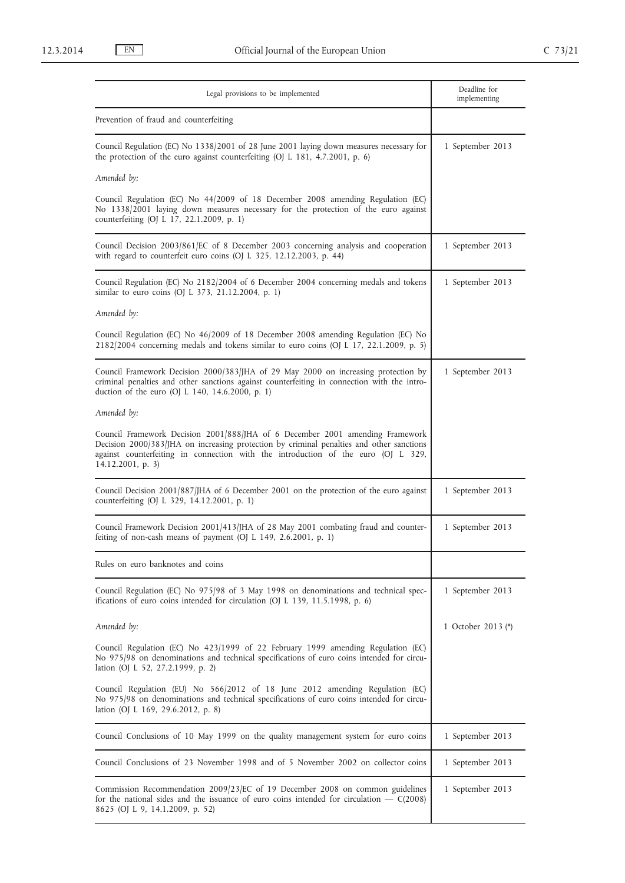| Legal provisions to be implemented | Deadline for implementing |
|---|---|
| Prevention of fraud and counterfeiting | |
| Council Regulation (EC) No 1338/2001 of 28 June 2001 laying down measures necessary for the protection of the euro against counterfeiting (OJ L 181, 4.7.2001, p. 6)<br><br>*Amended by:*<br><br>Council Regulation (EC) No 44/2009 of 18 December 2008 amending Regulation (EC) No 1338/2001 laying down measures necessary for the protection of the euro against counterfeiting (OJ L 17, 22.1.2009, p. 1) | 1 September 2013 |
| Council Decision 2003/861/EC of 8 December 2003 concerning analysis and cooperation with regard to counterfeit euro coins (OJ L 325, 12.12.2003, p. 44) | 1 September 2013 |
| Council Regulation (EC) No 2182/2004 of 6 December 2004 concerning medals and tokens similar to euro coins (OJ L 373, 21.12.2004, p. 1)<br><br>*Amended by:*<br><br>Council Regulation (EC) No 46/2009 of 18 December 2008 amending Regulation (EC) No 2182/2004 concerning medals and tokens similar to euro coins (OJ L 17, 22.1.2009, p. 5) | 1 September 2013 |
| Council Framework Decision 2000/383/JHA of 29 May 2000 on increasing protection by criminal penalties and other sanctions against counterfeiting in connection with the introduction of the euro (OJ L 140, 14.6.2000, p. 1)<br><br>*Amended by:*<br><br>Council Framework Decision 2001/888/JHA of 6 December 2001 amending Framework Decision 2000/383/JHA on increasing protection by criminal penalties and other sanctions against counterfeiting in connection with the introduction of the euro (OJ L 329, 14.12.2001, p. 3) | 1 September 2013 |
| Council Decision 2001/887/JHA of 6 December 2001 on the protection of the euro against counterfeiting (OJ L 329, 14.12.2001, p. 1) | 1 September 2013 |
| Council Framework Decision 2001/413/JHA of 28 May 2001 combating fraud and counterfeiting of non-cash means of payment (OJ L 149, 2.6.2001, p. 1) | 1 September 2013 |
| Rules on euro banknotes and coins | |
| Council Regulation (EC) No 975/98 of 3 May 1998 on denominations and technical specifications of euro coins intended for circulation (OJ L 139, 11.5.1998, p. 6)<br><br>*Amended by:*<br><br>Council Regulation (EC) No 423/1999 of 22 February 1999 amending Regulation (EC) No 975/98 on denominations and technical specifications of euro coins intended for circulation (OJ L 52, 27.2.1999, p. 2)<br><br>Council Regulation (EU) No 566/2012 of 18 June 2012 amending Regulation (EC) No 975/98 on denominations and technical specifications of euro coins intended for circulation (OJ L 169, 29.6.2012, p. 8) | 1 September 2013<br><br>1 October 2013 (\*) |
| Council Conclusions of 10 May 1999 on the quality management system for euro coins | 1 September 2013 |
| Council Conclusions of 23 November 1998 and of 5 November 2002 on collector coins | 1 September 2013 |
| Commission Recommendation 2009/23/EC of 19 December 2008 on common guidelines for the national sides and the issuance of euro coins intended for circulation — C(2008) 8625 (OJ L 9, 14.1.2009, p. 52) | 1 September 2013 |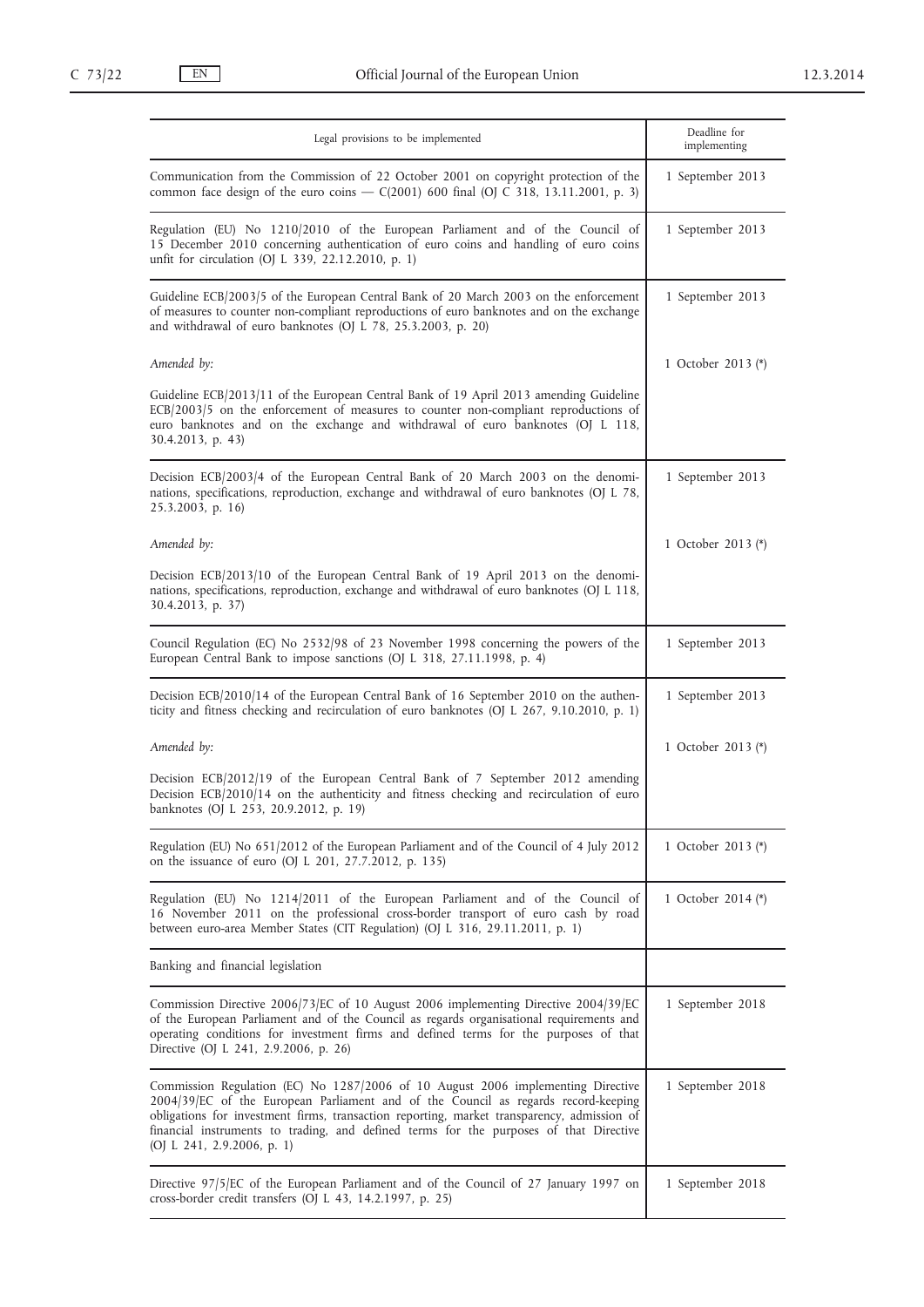| Legal provisions to be implemented | Deadline for implementing |
|---|---|
| Communication from the Commission of 22 October 2001 on copyright protection of the common face design of the euro coins — C(2001) 600 final (OJ C 318, 13.11.2001, p. 3) | 1 September 2013 |
| Regulation (EU) No 1210/2010 of the European Parliament and of the Council of 15 December 2010 concerning authentication of euro coins and handling of euro coins unfit for circulation (OJ L 339, 22.12.2010, p. 1) | 1 September 2013 |
| Guideline ECB/2003/5 of the European Central Bank of 20 March 2003 on the enforcement of measures to counter non-compliant reproductions of euro banknotes and on the exchange and withdrawal of euro banknotes (OJ L 78, 25.3.2003, p. 20) | 1 September 2013 |
| *Amended by:* | 1 October 2013 (*) |
| Guideline ECB/2013/11 of the European Central Bank of 19 April 2013 amending Guideline ECB/2003/5 on the enforcement of measures to counter non-compliant reproductions of euro banknotes and on the exchange and withdrawal of euro banknotes (OJ L 118, 30.4.2013, p. 43) | |
| Decision ECB/2003/4 of the European Central Bank of 20 March 2003 on the denominations, specifications, reproduction, exchange and withdrawal of euro banknotes (OJ L 78, 25.3.2003, p. 16) | 1 September 2013 |
| *Amended by:* | 1 October 2013 (*) |
| Decision ECB/2013/10 of the European Central Bank of 19 April 2013 on the denominations, specifications, reproduction, exchange and withdrawal of euro banknotes (OJ L 118, 30.4.2013, p. 37) | |
| Council Regulation (EC) No 2532/98 of 23 November 1998 concerning the powers of the European Central Bank to impose sanctions (OJ L 318, 27.11.1998, p. 4) | 1 September 2013 |
| Decision ECB/2010/14 of the European Central Bank of 16 September 2010 on the authenticity and fitness checking and recirculation of euro banknotes (OJ L 267, 9.10.2010, p. 1) | 1 September 2013 |
| *Amended by:* | 1 October 2013 (*) |
| Decision ECB/2012/19 of the European Central Bank of 7 September 2012 amending Decision ECB/2010/14 on the authenticity and fitness checking and recirculation of euro banknotes (OJ L 253, 20.9.2012, p. 19) | |
| Regulation (EU) No 651/2012 of the European Parliament and of the Council of 4 July 2012 on the issuance of euro (OJ L 201, 27.7.2012, p. 135) | 1 October 2013 (*) |
| Regulation (EU) No 1214/2011 of the European Parliament and of the Council of 16 November 2011 on the professional cross-border transport of euro cash by road between euro-area Member States (CIT Regulation) (OJ L 316, 29.11.2011, p. 1) | 1 October 2014 (*) |
| Banking and financial legislation | |
| Commission Directive 2006/73/EC of 10 August 2006 implementing Directive 2004/39/EC of the European Parliament and of the Council as regards organisational requirements and operating conditions for investment firms and defined terms for the purposes of that Directive (OJ L 241, 2.9.2006, p. 26) | 1 September 2018 |
| Commission Regulation (EC) No 1287/2006 of 10 August 2006 implementing Directive 2004/39/EC of the European Parliament and of the Council as regards record-keeping obligations for investment firms, transaction reporting, market transparency, admission of financial instruments to trading, and defined terms for the purposes of that Directive (OJ L 241, 2.9.2006, p. 1) | 1 September 2018 |
| Directive 97/5/EC of the European Parliament and of the Council of 27 January 1997 on cross-border credit transfers (OJ L 43, 14.2.1997, p. 25) | 1 September 2018 |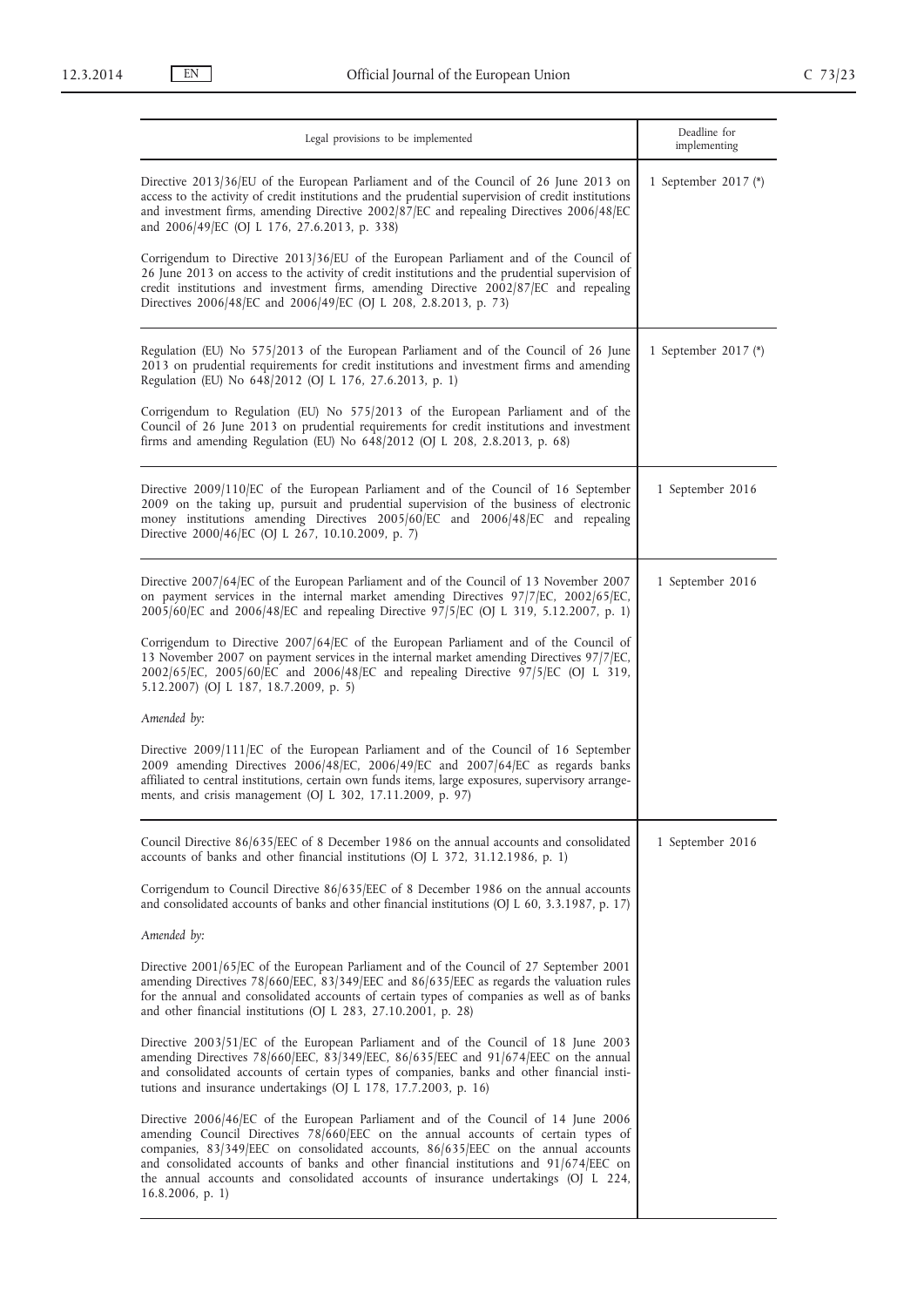| Legal provisions to be implemented | Deadline for implementing |
|---|---|
| Directive 2013/36/EU of the European Parliament and of the Council of 26 June 2013 on access to the activity of credit institutions and the prudential supervision of credit institutions and investment firms, amending Directive 2002/87/EC and repealing Directives 2006/48/EC and 2006/49/EC (OJ L 176, 27.6.2013, p. 338)<br><br>Corrigendum to Directive 2013/36/EU of the European Parliament and of the Council of 26 June 2013 on access to the activity of credit institutions and the prudential supervision of credit institutions and investment firms, amending Directive 2002/87/EC and repealing Directives 2006/48/EC and 2006/49/EC (OJ L 208, 2.8.2013, p. 73) | 1 September 2017 (*) |
| Regulation (EU) No 575/2013 of the European Parliament and of the Council of 26 June 2013 on prudential requirements for credit institutions and investment firms and amending Regulation (EU) No 648/2012 (OJ L 176, 27.6.2013, p. 1)<br><br>Corrigendum to Regulation (EU) No 575/2013 of the European Parliament and of the Council of 26 June 2013 on prudential requirements for credit institutions and investment firms and amending Regulation (EU) No 648/2012 (OJ L 208, 2.8.2013, p. 68) | 1 September 2017 (*) |
| Directive 2009/110/EC of the European Parliament and of the Council of 16 September 2009 on the taking up, pursuit and prudential supervision of the business of electronic money institutions amending Directives 2005/60/EC and 2006/48/EC and repealing Directive 2000/46/EC (OJ L 267, 10.10.2009, p. 7) | 1 September 2016 |
| Directive 2007/64/EC of the European Parliament and of the Council of 13 November 2007 on payment services in the internal market amending Directives 97/7/EC, 2002/65/EC, 2005/60/EC and 2006/48/EC and repealing Directive 97/5/EC (OJ L 319, 5.12.2007, p. 1)<br><br>Corrigendum to Directive 2007/64/EC of the European Parliament and of the Council of 13 November 2007 on payment services in the internal market amending Directives 97/7/EC, 2002/65/EC, 2005/60/EC and 2006/48/EC and repealing Directive 97/5/EC (OJ L 319, 5.12.2007) (OJ L 187, 18.7.2009, p. 5)<br><br>*Amended by:*<br><br>Directive 2009/111/EC of the European Parliament and of the Council of 16 September 2009 amending Directives 2006/48/EC, 2006/49/EC and 2007/64/EC as regards banks affiliated to central institutions, certain own funds items, large exposures, supervisory arrangements, and crisis management (OJ L 302, 17.11.2009, p. 97) | 1 September 2016 |
| Council Directive 86/635/EEC of 8 December 1986 on the annual accounts and consolidated accounts of banks and other financial institutions (OJ L 372, 31.12.1986, p. 1)<br><br>Corrigendum to Council Directive 86/635/EEC of 8 December 1986 on the annual accounts and consolidated accounts of banks and other financial institutions (OJ L 60, 3.3.1987, p. 17)<br><br>*Amended by:*<br><br>Directive 2001/65/EC of the European Parliament and of the Council of 27 September 2001 amending Directives 78/660/EEC, 83/349/EEC and 86/635/EEC as regards the valuation rules for the annual and consolidated accounts of certain types of companies as well as of banks and other financial institutions (OJ L 283, 27.10.2001, p. 28)<br><br>Directive 2003/51/EC of the European Parliament and of the Council of 18 June 2003 amending Directives 78/660/EEC, 83/349/EEC, 86/635/EEC and 91/674/EEC on the annual and consolidated accounts of certain types of companies, banks and other financial institutions and insurance undertakings (OJ L 178, 17.7.2003, p. 16)<br><br>Directive 2006/46/EC of the European Parliament and of the Council of 14 June 2006 amending Council Directives 78/660/EEC on the annual accounts of certain types of companies, 83/349/EEC on consolidated accounts, 86/635/EEC on the annual accounts and consolidated accounts of banks and other financial institutions and 91/674/EEC on the annual accounts and consolidated accounts of insurance undertakings (OJ L 224, 16.8.2006, p. 1) | 1 September 2016 |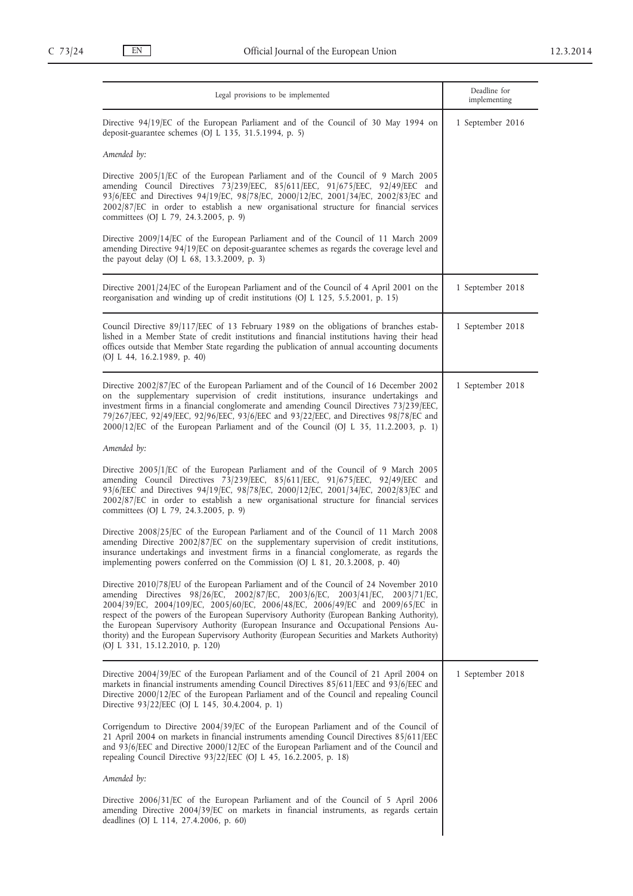| Legal provisions to be implemented | Deadline for implementing |
|---|---|
| Directive 94/19/EC of the European Parliament and of the Council of 30 May 1994 on deposit-guarantee schemes (OJ L 135, 31.5.1994, p. 5)<br><br>*Amended by:*<br><br>Directive 2005/1/EC of the European Parliament and of the Council of 9 March 2005 amending Council Directives 73/239/EEC, 85/611/EEC, 91/675/EEC, 92/49/EEC and 93/6/EEC and Directives 94/19/EC, 98/78/EC, 2000/12/EC, 2001/34/EC, 2002/83/EC and 2002/87/EC in order to establish a new organisational structure for financial services committees (OJ L 79, 24.3.2005, p. 9)<br><br>Directive 2009/14/EC of the European Parliament and of the Council of 11 March 2009 amending Directive 94/19/EC on deposit-guarantee schemes as regards the coverage level and the payout delay (OJ L 68, 13.3.2009, p. 3) | 1 September 2016 |
| Directive 2001/24/EC of the European Parliament and of the Council of 4 April 2001 on the reorganisation and winding up of credit institutions (OJ L 125, 5.5.2001, p. 15) | 1 September 2018 |
| Council Directive 89/117/EEC of 13 February 1989 on the obligations of branches established in a Member State of credit institutions and financial institutions having their head offices outside that Member State regarding the publication of annual accounting documents (OJ L 44, 16.2.1989, p. 40) | 1 September 2018 |
| Directive 2002/87/EC of the European Parliament and of the Council of 16 December 2002 on the supplementary supervision of credit institutions, insurance undertakings and investment firms in a financial conglomerate and amending Council Directives 73/239/EEC, 79/267/EEC, 92/49/EEC, 92/96/EEC, 93/6/EEC and 93/22/EEC, and Directives 98/78/EC and 2000/12/EC of the European Parliament and of the Council (OJ L 35, 11.2.2003, p. 1)<br><br>*Amended by:*<br><br>Directive 2005/1/EC of the European Parliament and of the Council of 9 March 2005 amending Council Directives 73/239/EEC, 85/611/EEC, 91/675/EEC, 92/49/EEC and 93/6/EEC and Directives 94/19/EC, 98/78/EC, 2000/12/EC, 2001/34/EC, 2002/83/EC and 2002/87/EC in order to establish a new organisational structure for financial services committees (OJ L 79, 24.3.2005, p. 9)<br><br>Directive 2008/25/EC of the European Parliament and of the Council of 11 March 2008 amending Directive 2002/87/EC on the supplementary supervision of credit institutions, insurance undertakings and investment firms in a financial conglomerate, as regards the implementing powers conferred on the Commission (OJ L 81, 20.3.2008, p. 40)<br><br>Directive 2010/78/EU of the European Parliament and of the Council of 24 November 2010 amending Directives 98/26/EC, 2002/87/EC, 2003/6/EC, 2003/41/EC, 2003/71/EC, 2004/39/EC, 2004/109/EC, 2005/60/EC, 2006/48/EC, 2006/49/EC and 2009/65/EC in respect of the powers of the European Supervisory Authority (European Banking Authority), the European Supervisory Authority (European Insurance and Occupational Pensions Authority) and the European Supervisory Authority (European Securities and Markets Authority) (OJ L 331, 15.12.2010, p. 120) | 1 September 2018 |
| Directive 2004/39/EC of the European Parliament and of the Council of 21 April 2004 on markets in financial instruments amending Council Directives 85/611/EEC and 93/6/EEC and Directive 2000/12/EC of the European Parliament and of the Council and repealing Council Directive 93/22/EEC (OJ L 145, 30.4.2004, p. 1)<br><br>Corrigendum to Directive 2004/39/EC of the European Parliament and of the Council of 21 April 2004 on markets in financial instruments amending Council Directives 85/611/EEC and 93/6/EEC and Directive 2000/12/EC of the European Parliament and of the Council and repealing Council Directive 93/22/EEC (OJ L 45, 16.2.2005, p. 18)<br><br>*Amended by:*<br><br>Directive 2006/31/EC of the European Parliament and of the Council of 5 April 2006 amending Directive 2004/39/EC on markets in financial instruments, as regards certain deadlines (OJ L 114, 27.4.2006, p. 60) | 1 September 2018 |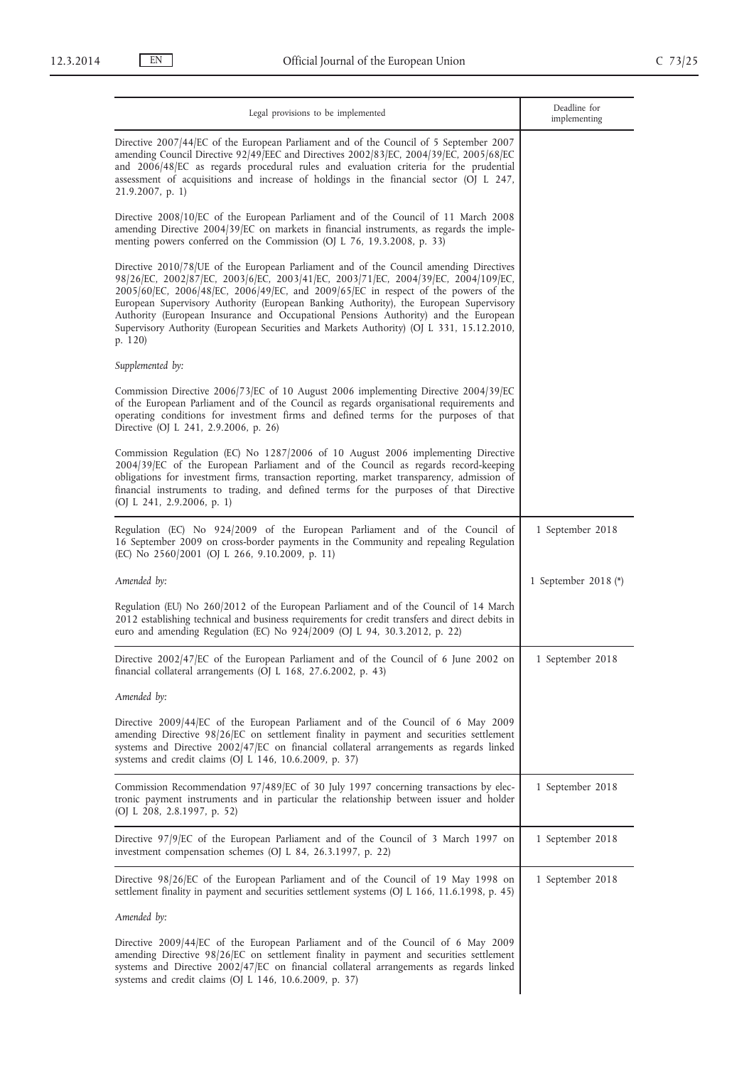| Legal provisions to be implemented | Deadline for implementing |
|---|---|
| Directive 2007/44/EC of the European Parliament and of the Council of 5 September 2007 amending Council Directive 92/49/EEC and Directives 2002/83/EC, 2004/39/EC, 2005/68/EC and 2006/48/EC as regards procedural rules and evaluation criteria for the prudential assessment of acquisitions and increase of holdings in the financial sector (OJ L 247, 21.9.2007, p. 1) | |
| Directive 2008/10/EC of the European Parliament and of the Council of 11 March 2008 amending Directive 2004/39/EC on markets in financial instruments, as regards the implementing powers conferred on the Commission (OJ L 76, 19.3.2008, p. 33) | |
| Directive 2010/78/UE of the European Parliament and of the Council amending Directives 98/26/EC, 2002/87/EC, 2003/6/EC, 2003/41/EC, 2003/71/EC, 2004/39/EC, 2004/109/EC, 2005/60/EC, 2006/48/EC, 2006/49/EC, and 2009/65/EC in respect of the powers of the European Supervisory Authority (European Banking Authority), the European Supervisory Authority (European Insurance and Occupational Pensions Authority) and the European Supervisory Authority (European Securities and Markets Authority) (OJ L 331, 15.12.2010, p. 120) | |
| *Supplemented by:* | |
| Commission Directive 2006/73/EC of 10 August 2006 implementing Directive 2004/39/EC of the European Parliament and of the Council as regards organisational requirements and operating conditions for investment firms and defined terms for the purposes of that Directive (OJ L 241, 2.9.2006, p. 26) | |
| Commission Regulation (EC) No 1287/2006 of 10 August 2006 implementing Directive 2004/39/EC of the European Parliament and of the Council as regards record-keeping obligations for investment firms, transaction reporting, market transparency, admission of financial instruments to trading, and defined terms for the purposes of that Directive (OJ L 241, 2.9.2006, p. 1) | |
| Regulation (EC) No 924/2009 of the European Parliament and of the Council of 16 September 2009 on cross-border payments in the Community and repealing Regulation (EC) No 2560/2001 (OJ L 266, 9.10.2009, p. 11) | 1 September 2018 |
| *Amended by:* | 1 September 2018 (*) |
| Regulation (EU) No 260/2012 of the European Parliament and of the Council of 14 March 2012 establishing technical and business requirements for credit transfers and direct debits in euro and amending Regulation (EC) No 924/2009 (OJ L 94, 30.3.2012, p. 22) | |
| Directive 2002/47/EC of the European Parliament and of the Council of 6 June 2002 on financial collateral arrangements (OJ L 168, 27.6.2002, p. 43) | 1 September 2018 |
| *Amended by:* | |
| Directive 2009/44/EC of the European Parliament and of the Council of 6 May 2009 amending Directive 98/26/EC on settlement finality in payment and securities settlement systems and Directive 2002/47/EC on financial collateral arrangements as regards linked systems and credit claims (OJ L 146, 10.6.2009, p. 37) | |
| Commission Recommendation 97/489/EC of 30 July 1997 concerning transactions by electronic payment instruments and in particular the relationship between issuer and holder (OJ L 208, 2.8.1997, p. 52) | 1 September 2018 |
| Directive 97/9/EC of the European Parliament and of the Council of 3 March 1997 on investment compensation schemes (OJ L 84, 26.3.1997, p. 22) | 1 September 2018 |
| Directive 98/26/EC of the European Parliament and of the Council of 19 May 1998 on settlement finality in payment and securities settlement systems (OJ L 166, 11.6.1998, p. 45) | 1 September 2018 |
| *Amended by:* | |
| Directive 2009/44/EC of the European Parliament and of the Council of 6 May 2009 amending Directive 98/26/EC on settlement finality in payment and securities settlement systems and Directive 2002/47/EC on financial collateral arrangements as regards linked systems and credit claims (OJ L 146, 10.6.2009, p. 37) | |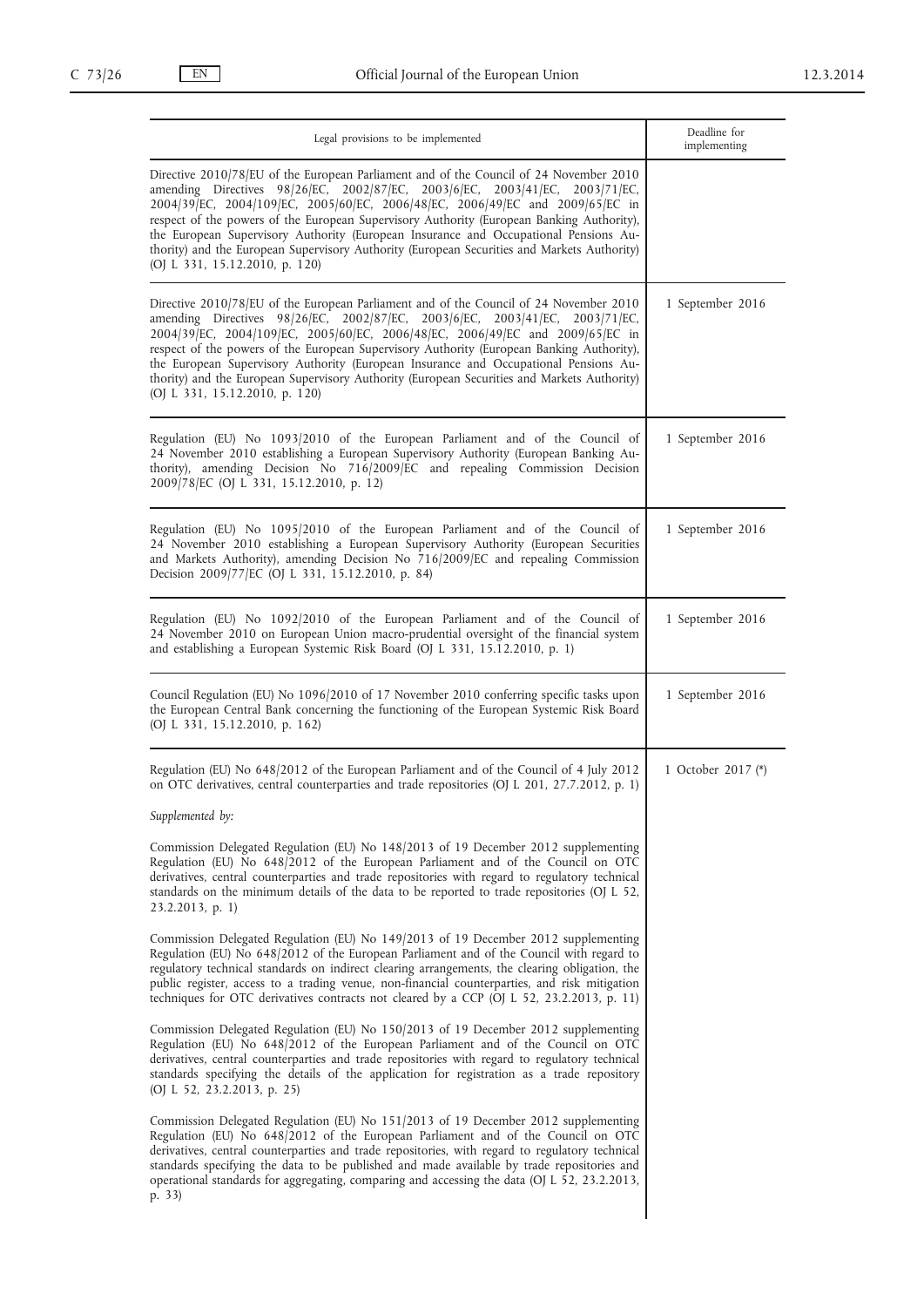| Legal provisions to be implemented | Deadline for implementing |
|---|---|
| Directive 2010/78/EU of the European Parliament and of the Council of 24 November 2010 amending Directives 98/26/EC, 2002/87/EC, 2003/6/EC, 2003/41/EC, 2003/71/EC, 2004/39/EC, 2004/109/EC, 2005/60/EC, 2006/48/EC, 2006/49/EC and 2009/65/EC in respect of the powers of the European Supervisory Authority (European Banking Authority), the European Supervisory Authority (European Insurance and Occupational Pensions Authority) and the European Supervisory Authority (European Securities and Markets Authority) (OJ L 331, 15.12.2010, p. 120) | |
| Directive 2010/78/EU of the European Parliament and of the Council of 24 November 2010 amending Directives 98/26/EC, 2002/87/EC, 2003/6/EC, 2003/41/EC, 2003/71/EC, 2004/39/EC, 2004/109/EC, 2005/60/EC, 2006/48/EC, 2006/49/EC and 2009/65/EC in respect of the powers of the European Supervisory Authority (European Banking Authority), the European Supervisory Authority (European Insurance and Occupational Pensions Authority) and the European Supervisory Authority (European Securities and Markets Authority) (OJ L 331, 15.12.2010, p. 120) | 1 September 2016 |
| Regulation (EU) No 1093/2010 of the European Parliament and of the Council of 24 November 2010 establishing a European Supervisory Authority (European Banking Authority), amending Decision No 716/2009/EC and repealing Commission Decision 2009/78/EC (OJ L 331, 15.12.2010, p. 12) | 1 September 2016 |
| Regulation (EU) No 1095/2010 of the European Parliament and of the Council of 24 November 2010 establishing a European Supervisory Authority (European Securities and Markets Authority), amending Decision No 716/2009/EC and repealing Commission Decision 2009/77/EC (OJ L 331, 15.12.2010, p. 84) | 1 September 2016 |
| Regulation (EU) No 1092/2010 of the European Parliament and of the Council of 24 November 2010 on European Union macro-prudential oversight of the financial system and establishing a European Systemic Risk Board (OJ L 331, 15.12.2010, p. 1) | 1 September 2016 |
| Council Regulation (EU) No 1096/2010 of 17 November 2010 conferring specific tasks upon the European Central Bank concerning the functioning of the European Systemic Risk Board (OJ L 331, 15.12.2010, p. 162) | 1 September 2016 |
| Regulation (EU) No 648/2012 of the European Parliament and of the Council of 4 July 2012 on OTC derivatives, central counterparties and trade repositories (OJ L 201, 27.7.2012, p. 1)<br><br>*Supplemented by:*<br><br>Commission Delegated Regulation (EU) No 148/2013 of 19 December 2012 supplementing Regulation (EU) No 648/2012 of the European Parliament and of the Council on OTC derivatives, central counterparties and trade repositories with regard to regulatory technical standards on the minimum details of the data to be reported to trade repositories (OJ L 52, 23.2.2013, p. 1)<br><br>Commission Delegated Regulation (EU) No 149/2013 of 19 December 2012 supplementing Regulation (EU) No 648/2012 of the European Parliament and of the Council with regard to regulatory technical standards on indirect clearing arrangements, the clearing obligation, the public register, access to a trading venue, non-financial counterparties, and risk mitigation techniques for OTC derivatives contracts not cleared by a CCP (OJ L 52, 23.2.2013, p. 11)<br><br>Commission Delegated Regulation (EU) No 150/2013 of 19 December 2012 supplementing Regulation (EU) No 648/2012 of the European Parliament and of the Council on OTC derivatives, central counterparties and trade repositories with regard to regulatory technical standards specifying the details of the application for registration as a trade repository (OJ L 52, 23.2.2013, p. 25)<br><br>Commission Delegated Regulation (EU) No 151/2013 of 19 December 2012 supplementing Regulation (EU) No 648/2012 of the European Parliament and of the Council on OTC derivatives, central counterparties and trade repositories, with regard to regulatory technical standards specifying the data to be published and made available by trade repositories and operational standards for aggregating, comparing and accessing the data (OJ L 52, 23.2.2013, p. 33) | 1 October 2017 (*) |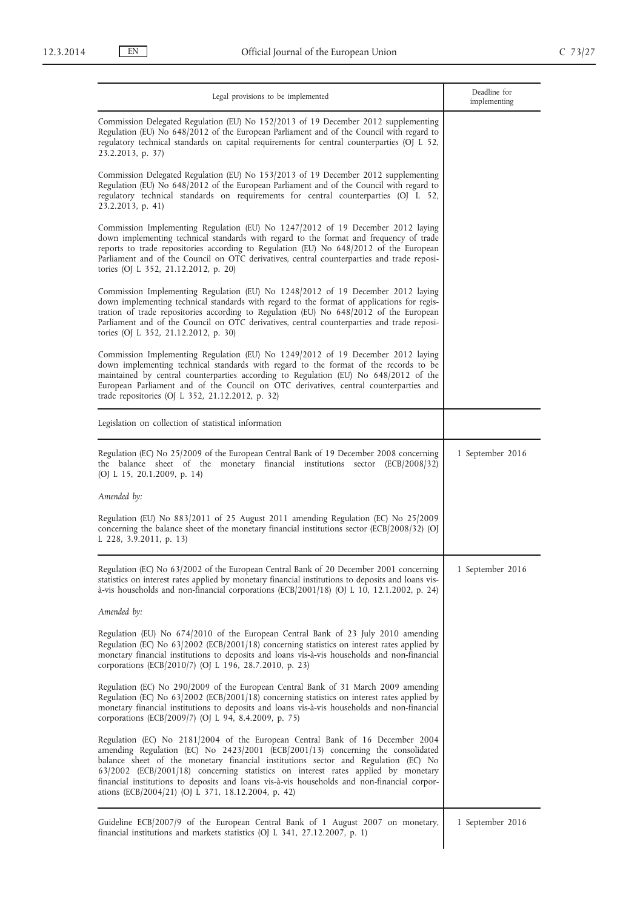| Legal provisions to be implemented | Deadline for implementing |
|---|---|
| Commission Delegated Regulation (EU) No 152/2013 of 19 December 2012 supplementing Regulation (EU) No 648/2012 of the European Parliament and of the Council with regard to regulatory technical standards on capital requirements for central counterparties (OJ L 52, 23.2.2013, p. 37)<br><br>Commission Delegated Regulation (EU) No 153/2013 of 19 December 2012 supplementing Regulation (EU) No 648/2012 of the European Parliament and of the Council with regard to regulatory technical standards on requirements for central counterparties (OJ L 52, 23.2.2013, p. 41)<br><br>Commission Implementing Regulation (EU) No 1247/2012 of 19 December 2012 laying down implementing technical standards with regard to the format and frequency of trade reports to trade repositories according to Regulation (EU) No 648/2012 of the European Parliament and of the Council on OTC derivatives, central counterparties and trade repositories (OJ L 352, 21.12.2012, p. 20)<br><br>Commission Implementing Regulation (EU) No 1248/2012 of 19 December 2012 laying down implementing technical standards with regard to the format of applications for registration of trade repositories according to Regulation (EU) No 648/2012 of the European Parliament and of the Council on OTC derivatives, central counterparties and trade repositories (OJ L 352, 21.12.2012, p. 30)<br><br>Commission Implementing Regulation (EU) No 1249/2012 of 19 December 2012 laying down implementing technical standards with regard to the format of the records to be maintained by central counterparties according to Regulation (EU) No 648/2012 of the European Parliament and of the Council on OTC derivatives, central counterparties and trade repositories (OJ L 352, 21.12.2012, p. 32) | |
| Legislation on collection of statistical information | |
| Regulation (EC) No 25/2009 of the European Central Bank of 19 December 2008 concerning the balance sheet of the monetary financial institutions sector (ECB/2008/32) (OJ L 15, 20.1.2009, p. 14)<br><br>*Amended by:*<br><br>Regulation (EU) No 883/2011 of 25 August 2011 amending Regulation (EC) No 25/2009 concerning the balance sheet of the monetary financial institutions sector (ECB/2008/32) (OJ L 228, 3.9.2011, p. 13) | 1 September 2016 |
| Regulation (EC) No 63/2002 of the European Central Bank of 20 December 2001 concerning statistics on interest rates applied by monetary financial institutions to deposits and loans vis-à-vis households and non-financial corporations (ECB/2001/18) (OJ L 10, 12.1.2002, p. 24)<br><br>*Amended by:*<br><br>Regulation (EU) No 674/2010 of the European Central Bank of 23 July 2010 amending Regulation (EC) No 63/2002 (ECB/2001/18) concerning statistics on interest rates applied by monetary financial institutions to deposits and loans vis-à-vis households and non-financial corporations (ECB/2010/7) (OJ L 196, 28.7.2010, p. 23)<br><br>Regulation (EC) No 290/2009 of the European Central Bank of 31 March 2009 amending Regulation (EC) No 63/2002 (ECB/2001/18) concerning statistics on interest rates applied by monetary financial institutions to deposits and loans vis-à-vis households and non-financial corporations (ECB/2009/7) (OJ L 94, 8.4.2009, p. 75)<br><br>Regulation (EC) No 2181/2004 of the European Central Bank of 16 December 2004 amending Regulation (EC) No 2423/2001 (ECB/2001/13) concerning the consolidated balance sheet of the monetary financial institutions sector and Regulation (EC) No 63/2002 (ECB/2001/18) concerning statistics on interest rates applied by monetary financial institutions to deposits and loans vis-à-vis households and non-financial corporations (ECB/2004/21) (OJ L 371, 18.12.2004, p. 42) | 1 September 2016 |
| Guideline ECB/2007/9 of the European Central Bank of 1 August 2007 on monetary, financial institutions and markets statistics (OJ L 341, 27.12.2007, p. 1) | 1 September 2016 |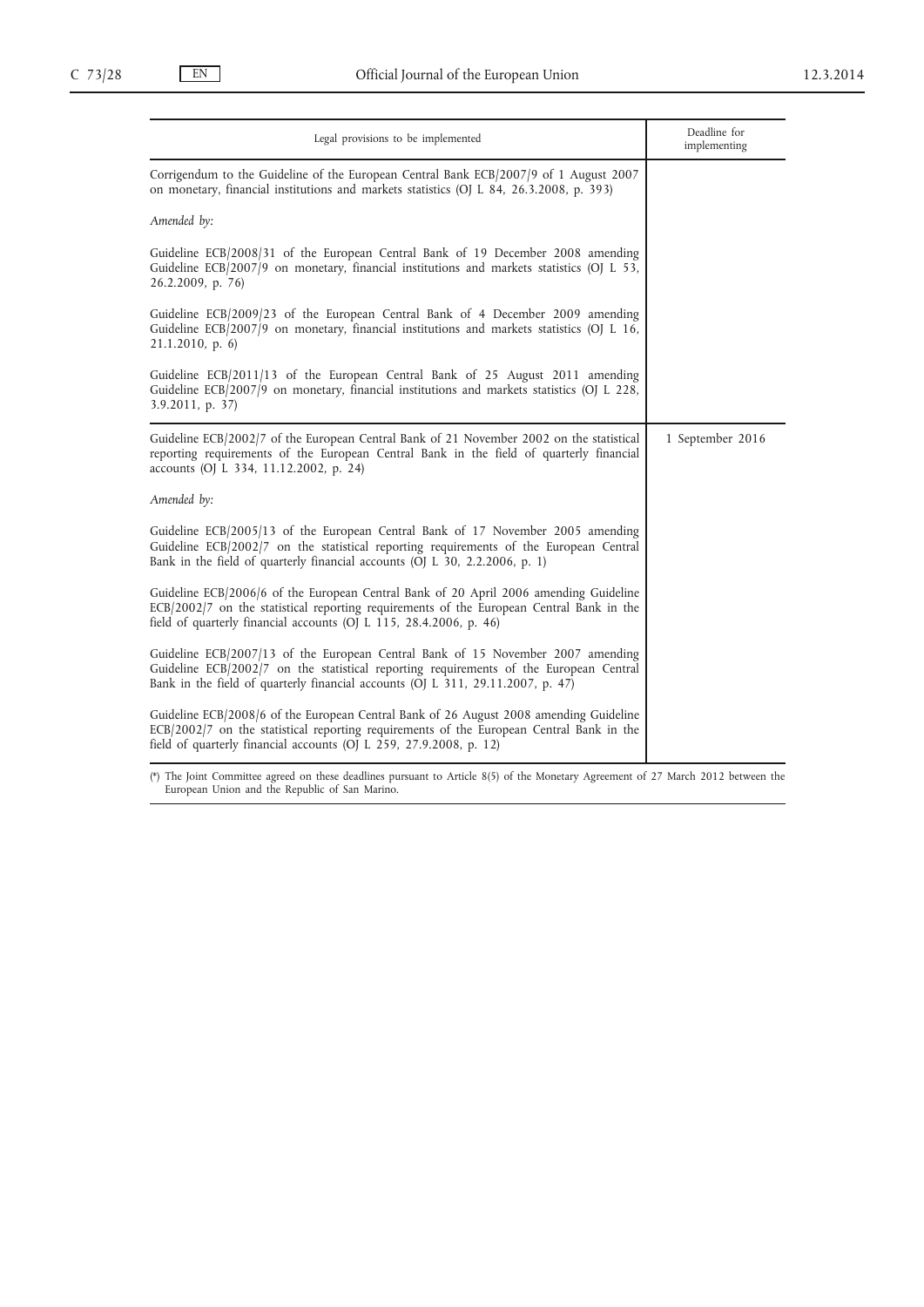| Legal provisions to be implemented | Deadline for implementing |
|---|---|
| Corrigendum to the Guideline of the European Central Bank ECB/2007/9 of 1 August 2007 on monetary, financial institutions and markets statistics (OJ L 84, 26.3.2008, p. 393) | |
| *Amended by:* | |
| Guideline ECB/2008/31 of the European Central Bank of 19 December 2008 amending Guideline ECB/2007/9 on monetary, financial institutions and markets statistics (OJ L 53, 26.2.2009, p. 76) | |
| Guideline ECB/2009/23 of the European Central Bank of 4 December 2009 amending Guideline ECB/2007/9 on monetary, financial institutions and markets statistics (OJ L 16, 21.1.2010, p. 6) | |
| Guideline ECB/2011/13 of the European Central Bank of 25 August 2011 amending Guideline ECB/2007/9 on monetary, financial institutions and markets statistics (OJ L 228, 3.9.2011, p. 37) | |
| Guideline ECB/2002/7 of the European Central Bank of 21 November 2002 on the statistical reporting requirements of the European Central Bank in the field of quarterly financial accounts (OJ L 334, 11.12.2002, p. 24) | 1 September 2016 |
| *Amended by:* | |
| Guideline ECB/2005/13 of the European Central Bank of 17 November 2005 amending Guideline ECB/2002/7 on the statistical reporting requirements of the European Central Bank in the field of quarterly financial accounts (OJ L 30, 2.2.2006, p. 1) | |
| Guideline ECB/2006/6 of the European Central Bank of 20 April 2006 amending Guideline ECB/2002/7 on the statistical reporting requirements of the European Central Bank in the field of quarterly financial accounts (OJ L 115, 28.4.2006, p. 46) | |
| Guideline ECB/2007/13 of the European Central Bank of 15 November 2007 amending Guideline ECB/2002/7 on the statistical reporting requirements of the European Central Bank in the field of quarterly financial accounts (OJ L 311, 29.11.2007, p. 47) | |
| Guideline ECB/2008/6 of the European Central Bank of 26 August 2008 amending Guideline ECB/2002/7 on the statistical reporting requirements of the European Central Bank in the field of quarterly financial accounts (OJ L 259, 27.9.2008, p. 12) | |

(*) The Joint Committee agreed on these deadlines pursuant to Article 8(5) of the Monetary Agreement of 27 March 2012 between the European Union and the Republic of San Marino.